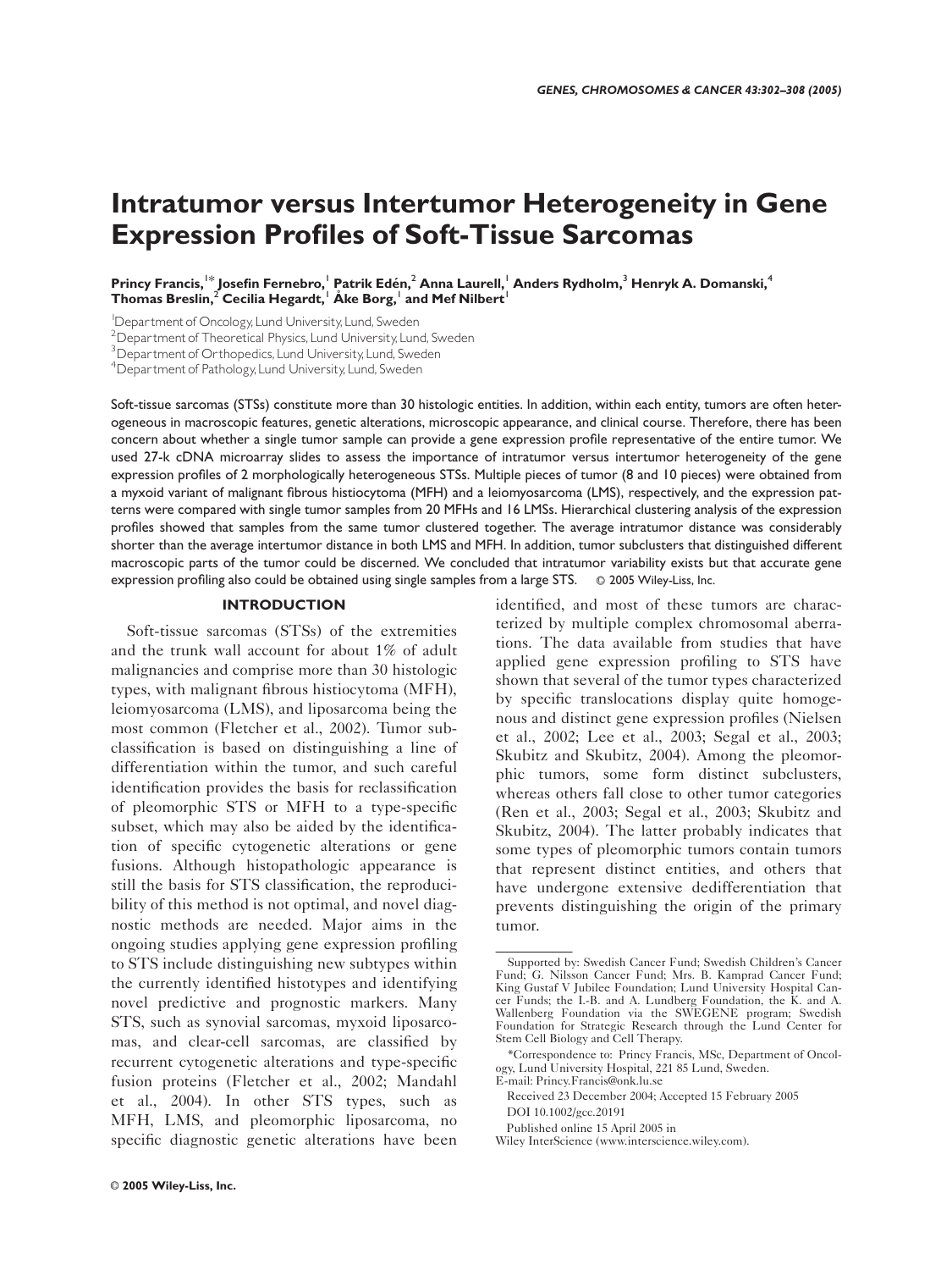# Intratumor versus Intertumor Heterogeneity in Gene Expression Profiles of Soft-Tissue Sarcomas

**Princy Francis,[1]* Josefin Fernebro,[1] Patrik Edén,[2] Anna Laurell,[1] Anders Rydholm,[3] Henryk A. Domanski,[4] Thomas Breslin,[2] Cecilia Hegardt,[1] Åke Borg,[1] and Mef Nilbert[1]**

[1]Department of Oncology, Lund University, Lund, Sweden
[2]Department of Theoretical Physics, Lund University, Lund, Sweden
[3]Department of Orthopedics, Lund University, Lund, Sweden
[4]Department of Pathology, Lund University, Lund, Sweden

Soft-tissue sarcomas (STSs) constitute more than 30 histologic entities. In addition, within each entity, tumors are often heterogeneous in macroscopic features, genetic alterations, microscopic appearance, and clinical course. Therefore, there has been concern about whether a single tumor sample can provide a gene expression profile representative of the entire tumor. We used 27-k cDNA microarray slides to assess the importance of intratumor versus intertumor heterogeneity of the gene expression profiles of 2 morphologically heterogeneous STSs. Multiple pieces of tumor (8 and 10 pieces) were obtained from a myxoid variant of malignant fibrous histiocytoma (MFH) and a leiomyosarcoma (LMS), respectively, and the expression patterns were compared with single tumor samples from 20 MFHs and 16 LMSs. Hierarchical clustering analysis of the expression profiles showed that samples from the same tumor clustered together. The average intratumor distance was considerably shorter than the average intertumor distance in both LMS and MFH. In addition, tumor subclusters that distinguished different macroscopic parts of the tumor could be discerned. We concluded that intratumor variability exists but that accurate gene expression profiling also could be obtained using single samples from a large STS. © 2005 Wiley-Liss, Inc.

## INTRODUCTION

Soft-tissue sarcomas (STSs) of the extremities and the trunk wall account for about 1% of adult malignancies and comprise more than 30 histologic types, with malignant fibrous histiocytoma (MFH), leiomyosarcoma (LMS), and liposarcoma being the most common (Fletcher et al., 2002). Tumor subclassification is based on distinguishing a line of differentiation within the tumor, and such careful identification provides the basis for reclassification of pleomorphic STS or MFH to a type-specific subset, which may also be aided by the identification of specific cytogenetic alterations or gene fusions. Although histopathologic appearance is still the basis for STS classification, the reproducibility of this method is not optimal, and novel diagnostic methods are needed. Major aims in the ongoing studies applying gene expression profiling to STS include distinguishing new subtypes within the currently identified histotypes and identifying novel predictive and prognostic markers. Many STS, such as synovial sarcomas, myxoid liposarcomas, and clear-cell sarcomas, are classified by recurrent cytogenetic alterations and type-specific fusion proteins (Fletcher et al., 2002; Mandahl et al., 2004). In other STS types, such as MFH, LMS, and pleomorphic liposarcoma, no specific diagnostic genetic alterations have been identified, and most of these tumors are characterized by multiple complex chromosomal aberrations. The data available from studies that have applied gene expression profiling to STS have shown that several of the tumor types characterized by specific translocations display quite homogenous and distinct gene expression profiles (Nielsen et al., 2002; Lee et al., 2003; Segal et al., 2003; Skubitz and Skubitz, 2004). Among the pleomorphic tumors, some form distinct subclusters, whereas others fall close to other tumor categories (Ren et al., 2003; Segal et al., 2003; Skubitz and Skubitz, 2004). The latter probably indicates that some types of pleomorphic tumors contain tumors that represent distinct entities, and others that have undergone extensive dedifferentiation that prevents distinguishing the origin of the primary tumor.

---

Supported by: Swedish Cancer Fund; Swedish Children's Cancer Fund; G. Nilsson Cancer Fund; Mrs. B. Kamprad Cancer Fund; King Gustaf V Jubilee Foundation; Lund University Hospital Cancer Funds; the I.-B. and A. Lundberg Foundation, the K. and A. Wallenberg Foundation via the SWEGENE program; Swedish Foundation for Strategic Research through the Lund Center for Stem Cell Biology and Cell Therapy.

*Correspondence to: Princy Francis, MSc, Department of Oncology, Lund University Hospital, 221 85 Lund, Sweden.
E-mail: Princy.Francis@onk.lu.se

Received 23 December 2004; Accepted 15 February 2005

DOI 10.1002/gcc.20191

Published online 15 April 2005 in Wiley InterScience (www.interscience.wiley.com).

© 2005 Wiley-Liss, Inc.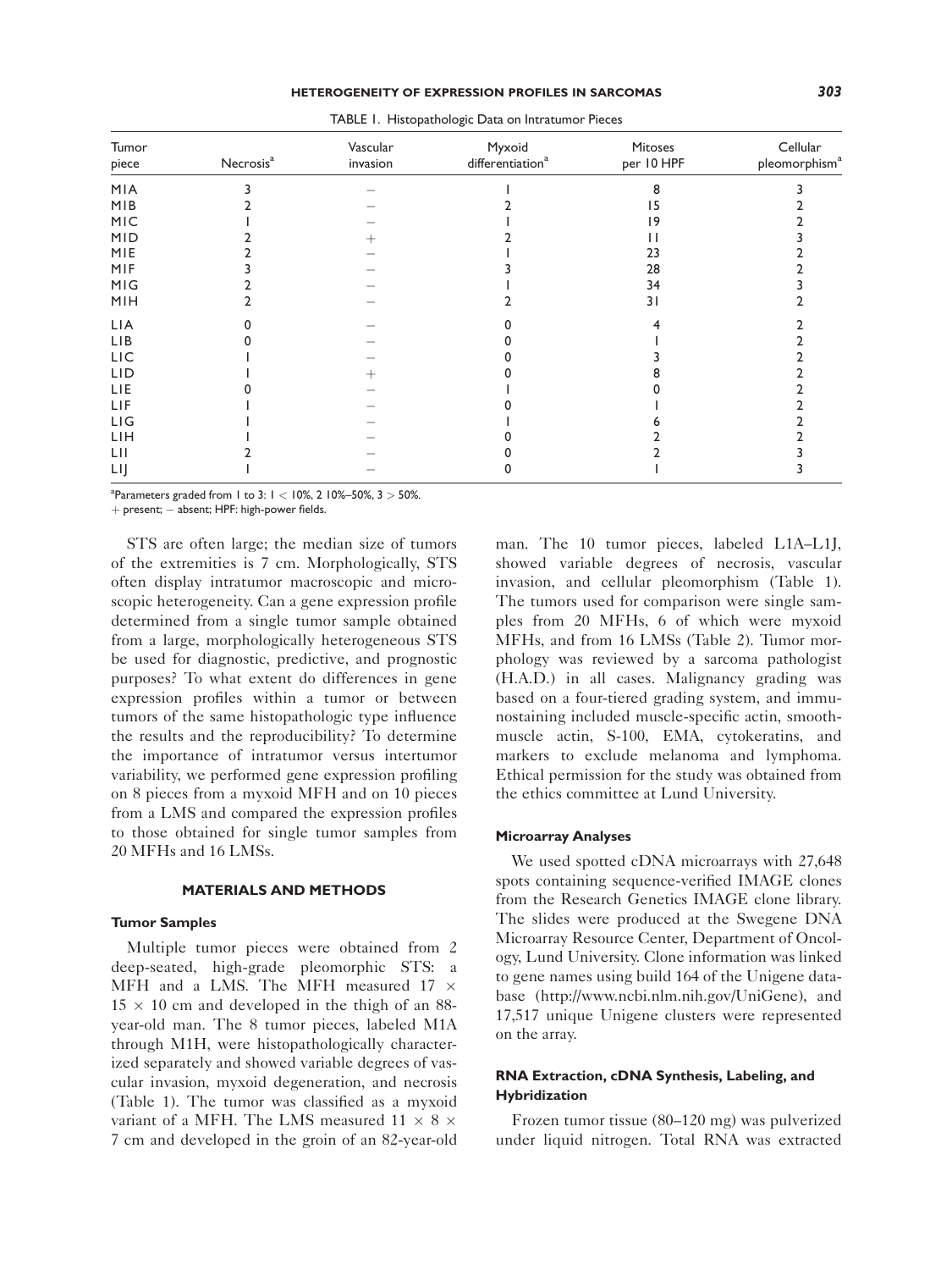TABLE 1. Histopathologic Data on Intratumor Pieces

| Tumor piece | Necrosis[a] | Vascular invasion | Myxoid differentiation[a] | Mitoses per 10 HPF | Cellular pleomorphism[a] |
|---|---|---|---|---|---|
| M1A | 3 | − | 1 | 8 | 3 |
| M1B | 2 | − | 2 | 15 | 2 |
| M1C | 1 | − | 1 | 19 | 2 |
| M1D | 2 | + | 2 | 11 | 3 |
| M1E | 2 | − | 1 | 23 | 2 |
| M1F | 3 | − | 3 | 28 | 2 |
| M1G | 2 | − | 1 | 34 | 3 |
| M1H | 2 | − | 2 | 31 | 2 |
| L1A | 0 | − | 0 | 4 | 2 |
| L1B | 0 | − | 0 | 1 | 2 |
| L1C | 1 | − | 0 | 3 | 2 |
| L1D | 1 | + | 0 | 8 | 2 |
| L1E | 0 | − | 1 | 0 | 2 |
| L1F | 1 | − | 0 | 1 | 2 |
| L1G | 1 | − | 1 | 6 | 2 |
| L1H | 1 | − | 0 | 2 | 2 |
| L1I | 2 | − | 0 | 2 | 3 |
| L1J | 1 | − | 0 | 1 | 3 |

[a]Parameters graded from 1 to 3: 1 < 10%, 2 10%–50%, 3 > 50%.
+ present; − absent; HPF: high-power fields.

STS are often large; the median size of tumors of the extremities is 7 cm. Morphologically, STS often display intratumor macroscopic and microscopic heterogeneity. Can a gene expression profile determined from a single tumor sample obtained from a large, morphologically heterogeneous STS be used for diagnostic, predictive, and prognostic purposes? To what extent do differences in gene expression profiles within a tumor or between tumors of the same histopathologic type influence the results and the reproducibility? To determine the importance of intratumor versus intertumor variability, we performed gene expression profiling on 8 pieces from a myxoid MFH and on 10 pieces from a LMS and compared the expression profiles to those obtained for single tumor samples from 20 MFHs and 16 LMSs.

## MATERIALS AND METHODS

### Tumor Samples

Multiple tumor pieces were obtained from 2 deep-seated, high-grade pleomorphic STS: a MFH and a LMS. The MFH measured 17 × 15 × 10 cm and developed in the thigh of an 88-year-old man. The 8 tumor pieces, labeled M1A through M1H, were histopathologically characterized separately and showed variable degrees of vascular invasion, myxoid degeneration, and necrosis (Table 1). The tumor was classified as a myxoid variant of a MFH. The LMS measured 11 × 8 × 7 cm and developed in the groin of an 82-year-old man. The 10 tumor pieces, labeled L1A–L1J, showed variable degrees of necrosis, vascular invasion, and cellular pleomorphism (Table 1). The tumors used for comparison were single samples from 20 MFHs, 6 of which were myxoid MFHs, and from 16 LMSs (Table 2). Tumor morphology was reviewed by a sarcoma pathologist (H.A.D.) in all cases. Malignancy grading was based on a four-tiered grading system, and immunostaining included muscle-specific actin, smooth-muscle actin, S-100, EMA, cytokeratins, and markers to exclude melanoma and lymphoma. Ethical permission for the study was obtained from the ethics committee at Lund University.

### Microarray Analyses

We used spotted cDNA microarrays with 27,648 spots containing sequence-verified IMAGE clones from the Research Genetics IMAGE clone library. The slides were produced at the Swegene DNA Microarray Resource Center, Department of Oncology, Lund University. Clone information was linked to gene names using build 164 of the Unigene database (http://www.ncbi.nlm.nih.gov/UniGene), and 17,517 unique Unigene clusters were represented on the array.

### RNA Extraction, cDNA Synthesis, Labeling, and Hybridization

Frozen tumor tissue (80–120 mg) was pulverized under liquid nitrogen. Total RNA was extracted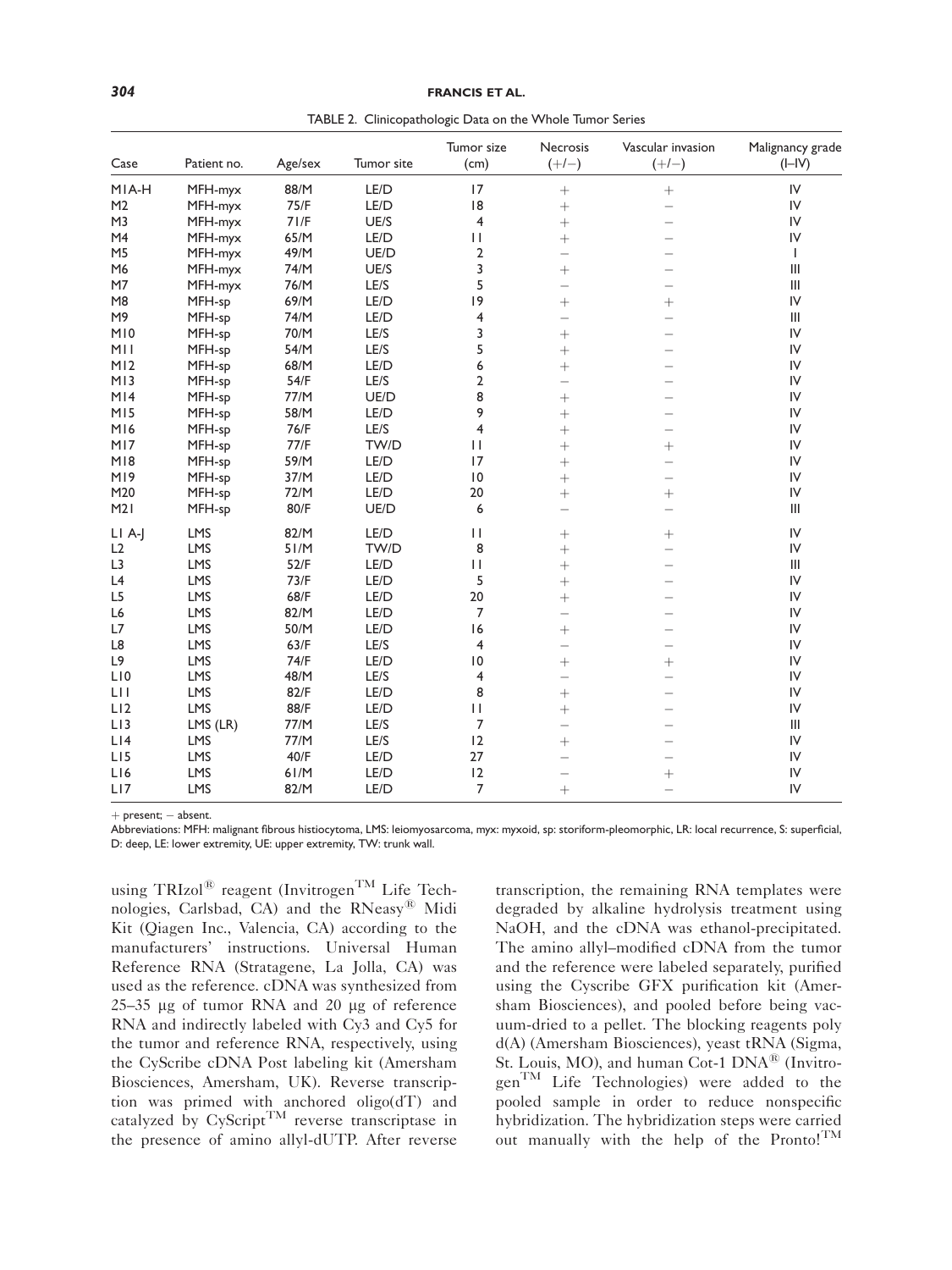TABLE 2. Clinicopathologic Data on the Whole Tumor Series

| Case | Patient no. | Age/sex | Tumor site | Tumor size (cm) | Necrosis (+/−) | Vascular invasion (+/−) | Malignancy grade (I–IV) |
|---|---|---|---|---|---|---|---|
| M1A-H | MFH-myx | 88/M | LE/D | 17 | + | + | IV |
| M2 | MFH-myx | 75/F | LE/D | 18 | + | − | IV |
| M3 | MFH-myx | 71/F | UE/S | 4 | + | − | IV |
| M4 | MFH-myx | 65/M | LE/D | 11 | + | − | IV |
| M5 | MFH-myx | 49/M | UE/D | 2 | − | − | I |
| M6 | MFH-myx | 74/M | UE/S | 3 | + | − | III |
| M7 | MFH-myx | 76/M | LE/S | 5 | − | − | III |
| M8 | MFH-sp | 69/M | LE/D | 19 | + | + | IV |
| M9 | MFH-sp | 74/M | LE/D | 4 | − | − | III |
| M10 | MFH-sp | 70/M | LE/S | 3 | + | − | IV |
| M11 | MFH-sp | 54/M | LE/S | 5 | + | − | IV |
| M12 | MFH-sp | 68/M | LE/D | 6 | + | − | IV |
| M13 | MFH-sp | 54/F | LE/S | 2 | − | − | IV |
| M14 | MFH-sp | 77/M | UE/D | 8 | + | − | IV |
| M15 | MFH-sp | 58/M | LE/D | 9 | + | − | IV |
| M16 | MFH-sp | 76/F | LE/S | 4 | + | − | IV |
| M17 | MFH-sp | 77/F | TW/D | 11 | + | + | IV |
| M18 | MFH-sp | 59/M | LE/D | 17 | + | − | IV |
| M19 | MFH-sp | 37/M | LE/D | 10 | + | − | IV |
| M20 | MFH-sp | 72/M | LE/D | 20 | + | + | IV |
| M21 | MFH-sp | 80/F | UE/D | 6 | − | − | III |
| L1 A-J | LMS | 82/M | LE/D | 11 | + | + | IV |
| L2 | LMS | 51/M | TW/D | 8 | + | − | IV |
| L3 | LMS | 52/F | LE/D | 11 | + | − | III |
| L4 | LMS | 73/F | LE/D | 5 | + | − | IV |
| L5 | LMS | 68/F | LE/D | 20 | + | − | IV |
| L6 | LMS | 82/M | LE/D | 7 | − | − | IV |
| L7 | LMS | 50/M | LE/D | 16 | + | − | IV |
| L8 | LMS | 63/F | LE/S | 4 | − | − | IV |
| L9 | LMS | 74/F | LE/D | 10 | + | + | IV |
| L10 | LMS | 48/M | LE/S | 4 | − | − | IV |
| L11 | LMS | 82/F | LE/D | 8 | + | − | IV |
| L12 | LMS | 88/F | LE/D | 11 | + | − | IV |
| L13 | LMS (LR) | 77/M | LE/S | 7 | − | − | III |
| L14 | LMS | 77/M | LE/S | 12 | + | − | IV |
| L15 | LMS | 40/F | LE/D | 27 | − | − | IV |
| L16 | LMS | 61/M | LE/D | 12 | − | + | IV |
| L17 | LMS | 82/M | LE/D | 7 | + | − | IV |

+ present; − absent.

Abbreviations: MFH: malignant fibrous histiocytoma, LMS: leiomyosarcoma, myx: myxoid, sp: storiform-pleomorphic, LR: local recurrence, S: superficial, D: deep, LE: lower extremity, UE: upper extremity, TW: trunk wall.

using TRIzol® reagent (Invitrogen™ Life Technologies, Carlsbad, CA) and the RNeasy® Midi Kit (Qiagen Inc., Valencia, CA) according to the manufacturers' instructions. Universal Human Reference RNA (Stratagene, La Jolla, CA) was used as the reference. cDNA was synthesized from 25–35 μg of tumor RNA and 20 μg of reference RNA and indirectly labeled with Cy3 and Cy5 for the tumor and reference RNA, respectively, using the CyScribe cDNA Post labeling kit (Amersham Biosciences, Amersham, UK). Reverse transcription was primed with anchored oligo(dT) and catalyzed by CyScript™ reverse transcriptase in the presence of amino allyl-dUTP. After reverse transcription, the remaining RNA templates were degraded by alkaline hydrolysis treatment using NaOH, and the cDNA was ethanol-precipitated. The amino allyl–modified cDNA from the tumor and the reference were labeled separately, purified using the Cyscribe GFX purification kit (Amersham Biosciences), and pooled before being vacuum-dried to a pellet. The blocking reagents poly d(A) (Amersham Biosciences), yeast tRNA (Sigma, St. Louis, MO), and human Cot-1 DNA® (Invitrogen™ Life Technologies) were added to the pooled sample in order to reduce nonspecific hybridization. The hybridization steps were carried out manually with the help of the Pronto!™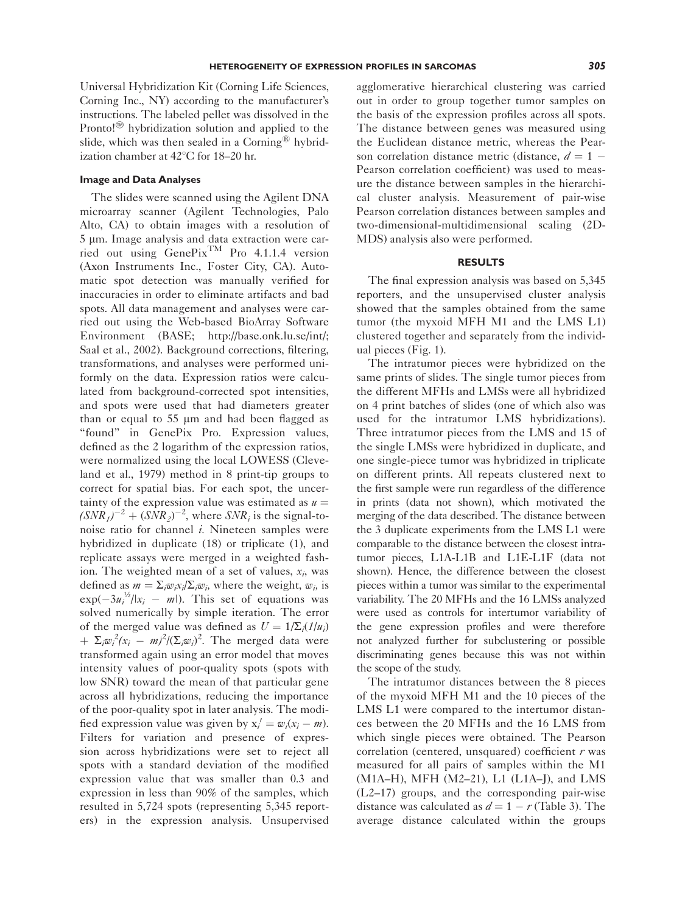Universal Hybridization Kit (Corning Life Sciences, Corning Inc., NY) according to the manufacturer's instructions. The labeled pellet was dissolved in the Pronto!® hybridization solution and applied to the slide, which was then sealed in a Corning® hybridization chamber at 42°C for 18–20 hr.

### Image and Data Analyses

The slides were scanned using the Agilent DNA microarray scanner (Agilent Technologies, Palo Alto, CA) to obtain images with a resolution of 5 μm. Image analysis and data extraction were carried out using GenePix™ Pro 4.1.1.4 version (Axon Instruments Inc., Foster City, CA). Automatic spot detection was manually verified for inaccuracies in order to eliminate artifacts and bad spots. All data management and analyses were carried out using the Web-based BioArray Software Environment (BASE; http://base.onk.lu.se/int/; Saal et al., 2002). Background corrections, filtering, transformations, and analyses were performed uniformly on the data. Expression ratios were calculated from background-corrected spot intensities, and spots were used that had diameters greater than or equal to 55 μm and had been flagged as "found" in GenePix Pro. Expression values, defined as the 2 logarithm of the expression ratios, were normalized using the local LOWESS (Cleveland et al., 1979) method in 8 print-tip groups to correct for spatial bias. For each spot, the uncertainty of the expression value was estimated as $u = (SNR_1)^{-2} + (SNR_2)^{-2}$, where $SNR_i$ is the signal-to-noise ratio for channel $i$. Nineteen samples were hybridized in duplicate (18) or triplicate (1), and replicate assays were merged in a weighted fashion. The weighted mean of a set of values, $x_i$, was defined as $m = \Sigma_i w_i x_i / \Sigma_i w_i$, where the weight, $w_i$, is $\exp(-3u_i^{1/2}/|x_i - m|)$. This set of equations was solved numerically by simple iteration. The error of the merged value was defined as $U = 1/\Sigma_i(1/u_i) + \Sigma_i w_i^2(x_i - m)^2/(\Sigma_i w_i)^2$. The merged data were transformed again using an error model that moves intensity values of poor-quality spots (spots with low SNR) toward the mean of that particular gene across all hybridizations, reducing the importance of the poor-quality spot in later analysis. The modified expression value was given by $x_i' = w_i(x_i - m)$. Filters for variation and presence of expression across hybridizations were set to reject all spots with a standard deviation of the modified expression value that was smaller than 0.3 and expression in less than 90% of the samples, which resulted in 5,724 spots (representing 5,345 reporters) in the expression analysis. Unsupervised agglomerative hierarchical clustering was carried out in order to group together tumor samples on the basis of the expression profiles across all spots. The distance between genes was measured using the Euclidean distance metric, whereas the Pearson correlation distance metric (distance, $d = 1 -$ Pearson correlation coefficient) was used to measure the distance between samples in the hierarchical cluster analysis. Measurement of pair-wise Pearson correlation distances between samples and two-dimensional-multidimensional scaling (2D-MDS) analysis also were performed.

## RESULTS

The final expression analysis was based on 5,345 reporters, and the unsupervised cluster analysis showed that the samples obtained from the same tumor (the myxoid MFH M1 and the LMS L1) clustered together and separately from the individual pieces (Fig. 1).

The intratumor pieces were hybridized on the same prints of slides. The single tumor pieces from the different MFHs and LMSs were all hybridized on 4 print batches of slides (one of which also was used for the intratumor LMS hybridizations). Three intratumor pieces from the LMS and 15 of the single LMSs were hybridized in duplicate, and one single-piece tumor was hybridized in triplicate on different prints. All repeats clustered next to the first sample were run regardless of the difference in prints (data not shown), which motivated the merging of the data described. The distance between the 3 duplicate experiments from the LMS L1 were comparable to the distance between the closest intratumor pieces, L1A-L1B and L1E-L1F (data not shown). Hence, the difference between the closest pieces within a tumor was similar to the experimental variability. The 20 MFHs and the 16 LMSs analyzed were used as controls for intertumor variability of the gene expression profiles and were therefore not analyzed further for subclustering or possible discriminating genes because this was not within the scope of the study.

The intratumor distances between the 8 pieces of the myxoid MFH M1 and the 10 pieces of the LMS L1 were compared to the intertumor distances between the 20 MFHs and the 16 LMS from which single pieces were obtained. The Pearson correlation (centered, unsquared) coefficient $r$ was measured for all pairs of samples within the M1 (M1A–H), MFH (M2–21), L1 (L1A–J), and LMS (L2–17) groups, and the corresponding pair-wise distance was calculated as $d = 1 - r$ (Table 3). The average distance calculated within the groups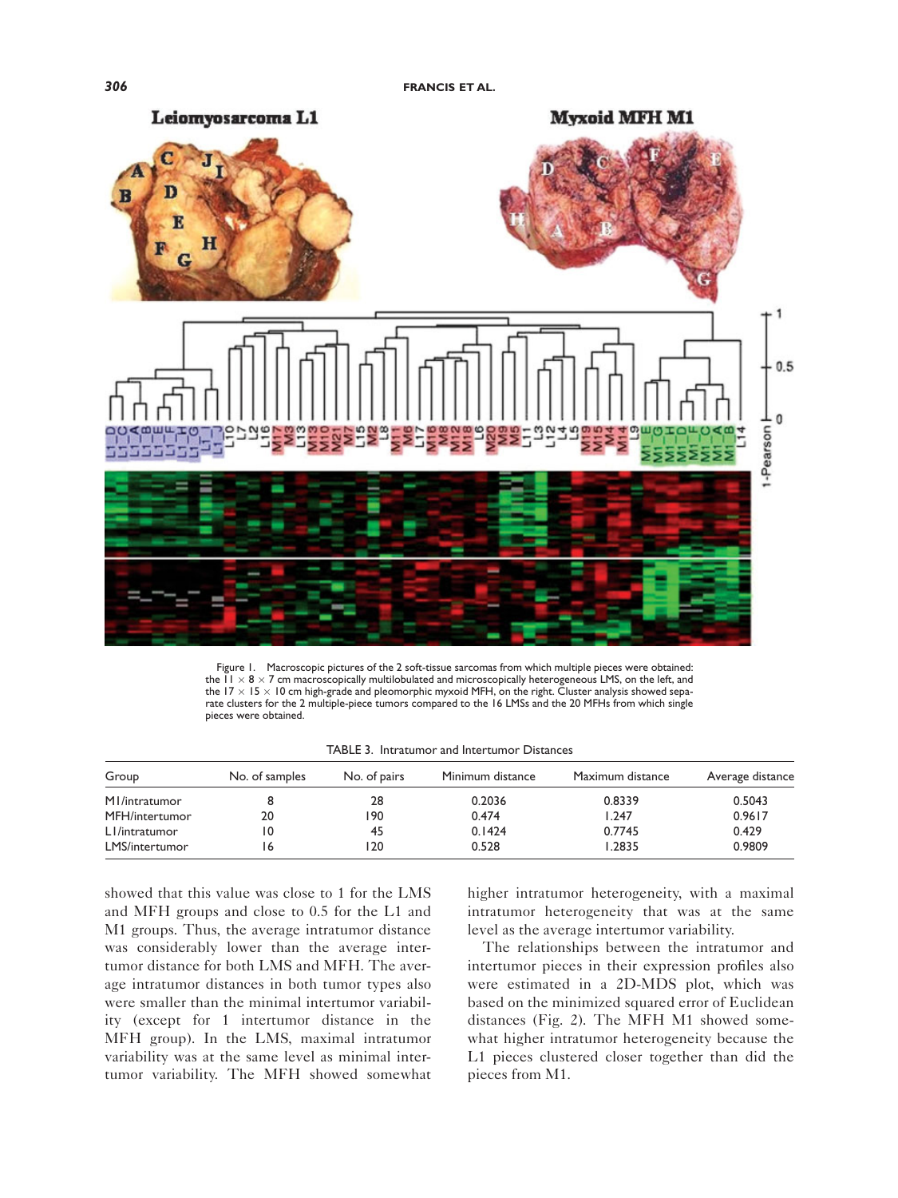Figure 1. Macroscopic pictures of the 2 soft-tissue sarcomas from which multiple pieces were obtained: the $11 \times 8 \times 7$ cm macroscopically multilobulated and microscopically heterogeneous LMS, on the left, and the $17 \times 15 \times 10$ cm high-grade and pleomorphic myxoid MFH, on the right. Cluster analysis showed separate clusters for the 2 multiple-piece tumors compared to the 16 LMSs and the 20 MFHs from which single pieces were obtained.

TABLE 3. Intratumor and Intertumor Distances

| Group | No. of samples | No. of pairs | Minimum distance | Maximum distance | Average distance |
|---|---|---|---|---|---|
| M1/intratumor | 8 | 28 | 0.2036 | 0.8339 | 0.5043 |
| MFH/intertumor | 20 | 190 | 0.474 | 1.247 | 0.9617 |
| L1/intratumor | 10 | 45 | 0.1424 | 0.7745 | 0.429 |
| LMS/intertumor | 16 | 120 | 0.528 | 1.2835 | 0.9809 |

showed that this value was close to 1 for the LMS and MFH groups and close to 0.5 for the L1 and M1 groups. Thus, the average intratumor distance was considerably lower than the average intertumor distance for both LMS and MFH. The average intratumor distances in both tumor types also were smaller than the minimal intertumor variability (except for 1 intertumor distance in the MFH group). In the LMS, maximal intratumor variability was at the same level as minimal intertumor variability. The MFH showed somewhat higher intratumor heterogeneity, with a maximal intratumor heterogeneity that was at the same level as the average intertumor variability.

The relationships between the intratumor and intertumor pieces in their expression profiles also were estimated in a 2D-MDS plot, which was based on the minimized squared error of Euclidean distances (Fig. 2). The MFH M1 showed somewhat higher intratumor heterogeneity because the L1 pieces clustered closer together than did the pieces from M1.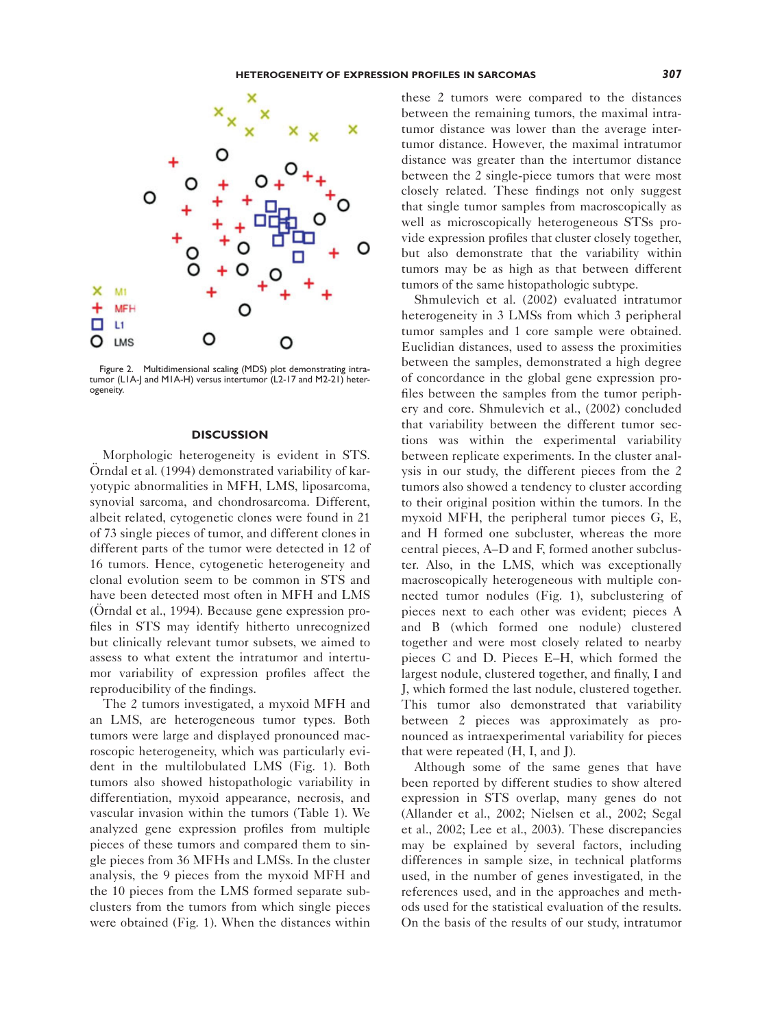Figure 2. Multidimensional scaling (MDS) plot demonstrating intratumor (L1A-J and M1A-H) versus intertumor (L2-17 and M2-21) heterogeneity.

## DISCUSSION

Morphologic heterogeneity is evident in STS. Örndal et al. (1994) demonstrated variability of karyotypic abnormalities in MFH, LMS, liposarcoma, synovial sarcoma, and chondrosarcoma. Different, albeit related, cytogenetic clones were found in 21 of 73 single pieces of tumor, and different clones in different parts of the tumor were detected in 12 of 16 tumors. Hence, cytogenetic heterogeneity and clonal evolution seem to be common in STS and have been detected most often in MFH and LMS (Örndal et al., 1994). Because gene expression profiles in STS may identify hitherto unrecognized but clinically relevant tumor subsets, we aimed to assess to what extent the intratumor and intertumor variability of expression profiles affect the reproducibility of the findings.

The 2 tumors investigated, a myxoid MFH and an LMS, are heterogeneous tumor types. Both tumors were large and displayed pronounced macroscopic heterogeneity, which was particularly evident in the multilobulated LMS (Fig. 1). Both tumors also showed histopathologic variability in differentiation, myxoid appearance, necrosis, and vascular invasion within the tumors (Table 1). We analyzed gene expression profiles from multiple pieces of these tumors and compared them to single pieces from 36 MFHs and LMSs. In the cluster analysis, the 9 pieces from the myxoid MFH and the 10 pieces from the LMS formed separate subclusters from the tumors from which single pieces were obtained (Fig. 1). When the distances within these 2 tumors were compared to the distances between the remaining tumors, the maximal intratumor distance was lower than the average intertumor distance. However, the maximal intratumor distance was greater than the intertumor distance between the 2 single-piece tumors that were most closely related. These findings not only suggest that single tumor samples from macroscopically as well as microscopically heterogeneous STSs provide expression profiles that cluster closely together, but also demonstrate that the variability within tumors may be as high as that between different tumors of the same histopathologic subtype.

Shmulevich et al. (2002) evaluated intratumor heterogeneity in 3 LMSs from which 3 peripheral tumor samples and 1 core sample were obtained. Euclidian distances, used to assess the proximities between the samples, demonstrated a high degree of concordance in the global gene expression profiles between the samples from the tumor periphery and core. Shmulevich et al., (2002) concluded that variability between the different tumor sections was within the experimental variability between replicate experiments. In the cluster analysis in our study, the different pieces from the 2 tumors also showed a tendency to cluster according to their original position within the tumors. In the myxoid MFH, the peripheral tumor pieces G, E, and H formed one subcluster, whereas the more central pieces, A–D and F, formed another subcluster. Also, in the LMS, which was exceptionally macroscopically heterogeneous with multiple connected tumor nodules (Fig. 1), subclustering of pieces next to each other was evident; pieces A and B (which formed one nodule) clustered together and were most closely related to nearby pieces C and D. Pieces E–H, which formed the largest nodule, clustered together, and finally, I and J, which formed the last nodule, clustered together. This tumor also demonstrated that variability between 2 pieces was approximately as pronounced as intraexperimental variability for pieces that were repeated (H, I, and J).

Although some of the same genes that have been reported by different studies to show altered expression in STS overlap, many genes do not (Allander et al., 2002; Nielsen et al., 2002; Segal et al., 2002; Lee et al., 2003). These discrepancies may be explained by several factors, including differences in sample size, in technical platforms used, in the number of genes investigated, in the references used, and in the approaches and methods used for the statistical evaluation of the results. On the basis of the results of our study, intratumor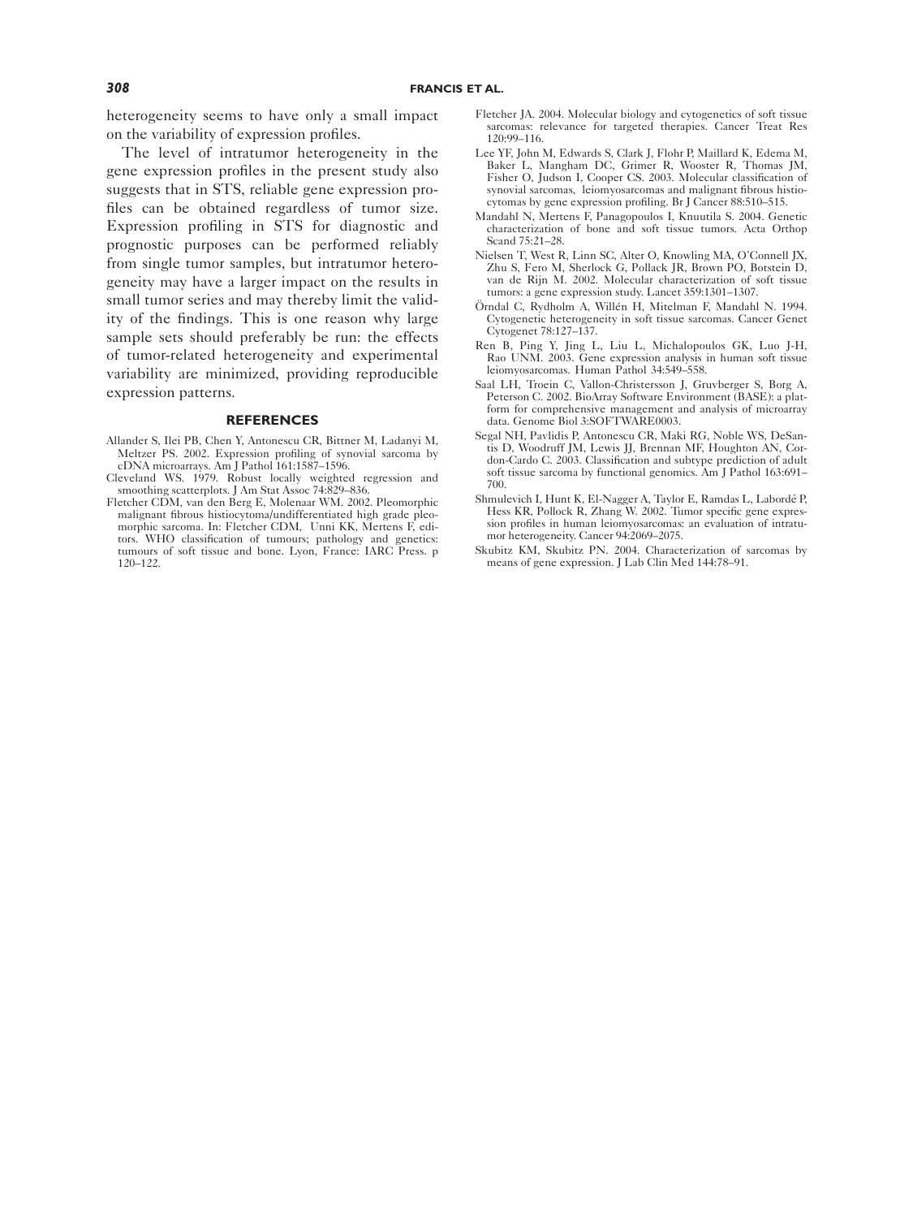heterogeneity seems to have only a small impact on the variability of expression profiles.

The level of intratumor heterogeneity in the gene expression profiles in the present study also suggests that in STS, reliable gene expression profiles can be obtained regardless of tumor size. Expression profiling in STS for diagnostic and prognostic purposes can be performed reliably from single tumor samples, but intratumor heterogeneity may have a larger impact on the results in small tumor series and may thereby limit the validity of the findings. This is one reason why large sample sets should preferably be run: the effects of tumor-related heterogeneity and experimental variability are minimized, providing reproducible expression patterns.

## REFERENCES

Allander S, Ilei PB, Chen Y, Antonescu CR, Bittner M, Ladanyi M, Meltzer PS. 2002. Expression profiling of synovial sarcoma by cDNA microarrays. Am J Pathol 161:1587–1596.

Cleveland WS. 1979. Robust locally weighted regression and smoothing scatterplots. J Am Stat Assoc 74:829–836.

Fletcher CDM, van den Berg E, Molenaar WM. 2002. Pleomorphic malignant fibrous histiocytoma/undifferentiated high grade pleomorphic sarcoma. In: Fletcher CDM, Unni KK, Mertens F, editors. WHO classification of tumours; pathology and genetics: tumours of soft tissue and bone. Lyon, France: IARC Press. p 120–122.

Fletcher JA. 2004. Molecular biology and cytogenetics of soft tissue sarcomas: relevance for targeted therapies. Cancer Treat Res 120:99–116.

Lee YF, John M, Edwards S, Clark J, Flohr P, Maillard K, Edema M, Baker L, Mangham DC, Grimer R, Wooster R, Thomas JM, Fisher O, Judson I, Cooper CS. 2003. Molecular classification of synovial sarcomas, leiomyosarcomas and malignant fibrous histiocytomas by gene expression profiling. Br J Cancer 88:510–515.

Mandahl N, Mertens F, Panagopoulos I, Knuutila S. 2004. Genetic characterization of bone and soft tissue tumors. Acta Orthop Scand 75:21–28.

Nielsen T, West R, Linn SC, Alter O, Knowling MA, O'Connell JX, Zhu S, Fero M, Sherlock G, Pollack JR, Brown PO, Botstein D, van de Rijn M. 2002. Molecular characterization of soft tissue tumors: a gene expression study. Lancet 359:1301–1307.

Örndal C, Rydholm A, Willén H, Mitelman F, Mandahl N. 1994. Cytogenetic heterogeneity in soft tissue sarcomas. Cancer Genet Cytogenet 78:127–137.

Ren B, Ping Y, Jing L, Liu L, Michalopoulos GK, Luo J-H, Rao UNM. 2003. Gene expression analysis in human soft tissue leiomyosarcomas. Human Pathol 34:549–558.

Saal LH, Troein C, Vallon-Christersson J, Gruvberger S, Borg A, Peterson C. 2002. BioArray Software Environment (BASE): a platform for comprehensive management and analysis of microarray data. Genome Biol 3:SOFTWARE0003.

Segal NH, Pavlidis P, Antonescu CR, Maki RG, Noble WS, DeSantis D, Woodruff JM, Lewis JJ, Brennan MF, Houghton AN, Cordon-Cardo C. 2003. Classification and subtype prediction of adult soft tissue sarcoma by functional genomics. Am J Pathol 163:691–700.

Shmulevich I, Hunt K, El-Nagger A, Taylor E, Ramdas L, Labordé P, Hess KR, Pollock R, Zhang W. 2002. Tumor specific gene expression profiles in human leiomyosarcomas: an evaluation of intratumor heterogeneity. Cancer 94:2069–2075.

Skubitz KM, Skubitz PN. 2004. Characterization of sarcomas by means of gene expression. J Lab Clin Med 144:78–91.